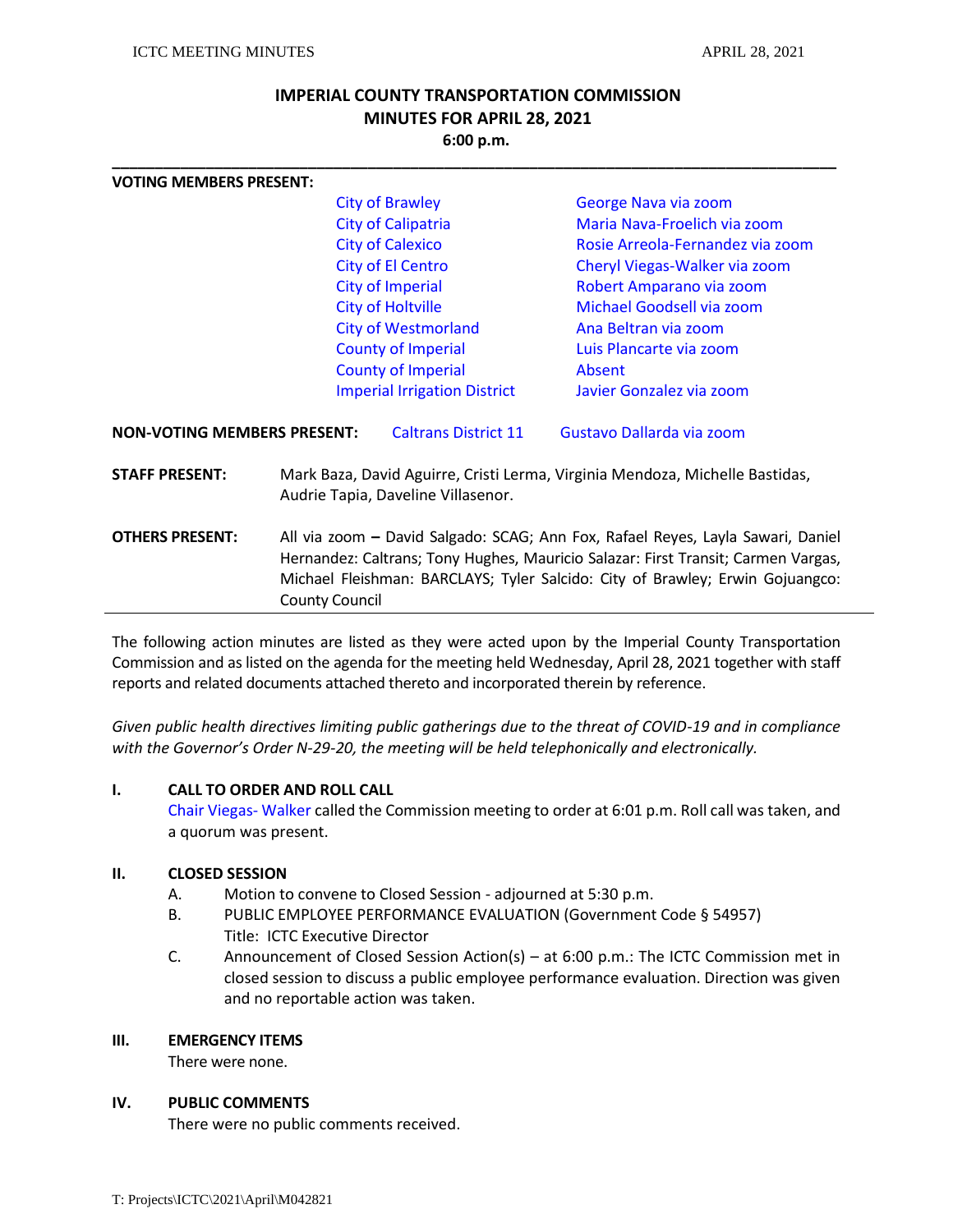# IMPERIAL COUNTY TRANSPORTATION COMMISSION
## MINUTES FOR APRIL 28, 2021
### 6:00 p.m.

---

**VOTING MEMBERS PRESENT:**

| | |
|---|---|
| City of Brawley | George Nava via zoom |
| City of Calipatria | Maria Nava-Froelich via zoom |
| City of Calexico | Rosie Arreola-Fernandez via zoom |
| City of El Centro | Cheryl Viegas-Walker via zoom |
| City of Imperial | Robert Amparano via zoom |
| City of Holtville | Michael Goodsell via zoom |
| City of Westmorland | Ana Beltran via zoom |
| County of Imperial | Luis Plancarte via zoom |
| County of Imperial | Absent |
| Imperial Irrigation District | Javier Gonzalez via zoom |

**NON-VOTING MEMBERS PRESENT:** Caltrans District 11 — Gustavo Dallarda via zoom

**STAFF PRESENT:** Mark Baza, David Aguirre, Cristi Lerma, Virginia Mendoza, Michelle Bastidas, Audrie Tapia, Daveline Villasenor.

**OTHERS PRESENT:** All via zoom **–** David Salgado: SCAG; Ann Fox, Rafael Reyes, Layla Sawari, Daniel Hernandez: Caltrans; Tony Hughes, Mauricio Salazar: First Transit; Carmen Vargas, Michael Fleishman: BARCLAYS; Tyler Salcido: City of Brawley; Erwin Gojuangco: County Council

---

The following action minutes are listed as they were acted upon by the Imperial County Transportation Commission and as listed on the agenda for the meeting held Wednesday, April 28, 2021 together with staff reports and related documents attached thereto and incorporated therein by reference.

*Given public health directives limiting public gatherings due to the threat of COVID-19 and in compliance with the Governor's Order N-29-20, the meeting will be held telephonically and electronically.*

**I. CALL TO ORDER AND ROLL CALL**

Chair Viegas- Walker called the Commission meeting to order at 6:01 p.m. Roll call was taken, and a quorum was present.

**II. CLOSED SESSION**

A. Motion to convene to Closed Session - adjourned at 5:30 p.m.

B. PUBLIC EMPLOYEE PERFORMANCE EVALUATION (Government Code § 54957) Title: ICTC Executive Director

C. Announcement of Closed Session Action(s) – at 6:00 p.m.: The ICTC Commission met in closed session to discuss a public employee performance evaluation. Direction was given and no reportable action was taken.

**III. EMERGENCY ITEMS**

There were none.

**IV. PUBLIC COMMENTS**

There were no public comments received.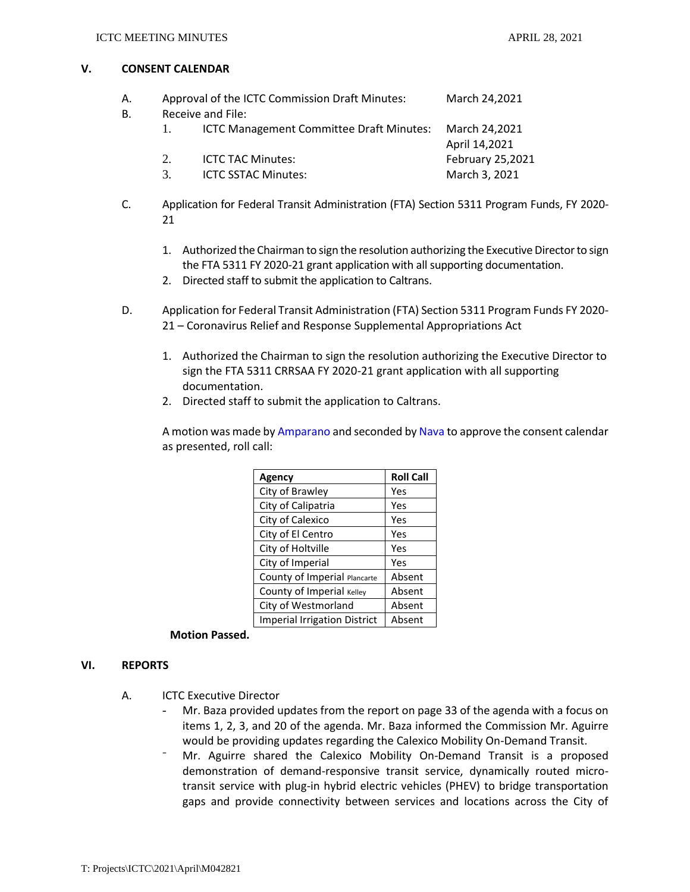## V. CONSENT CALENDAR

A. Approval of the ICTC Commission Draft Minutes: March 24,2021

B. Receive and File:

1. ICTC Management Committee Draft Minutes: March 24,2021
   April 14,2021
2. ICTC TAC Minutes: February 25,2021
3. ICTC SSTAC Minutes: March 3, 2021

C. Application for Federal Transit Administration (FTA) Section 5311 Program Funds, FY 2020-21

1. Authorized the Chairman to sign the resolution authorizing the Executive Director to sign the FTA 5311 FY 2020-21 grant application with all supporting documentation.
2. Directed staff to submit the application to Caltrans.

D. Application for Federal Transit Administration (FTA) Section 5311 Program Funds FY 2020-21 – Coronavirus Relief and Response Supplemental Appropriations Act

1. Authorized the Chairman to sign the resolution authorizing the Executive Director to sign the FTA 5311 CRRSAA FY 2020-21 grant application with all supporting documentation.
2. Directed staff to submit the application to Caltrans.

A motion was made by Amparano and seconded by Nava to approve the consent calendar as presented, roll call:

| Agency | Roll Call |
|---|---|
| City of Brawley | Yes |
| City of Calipatria | Yes |
| City of Calexico | Yes |
| City of El Centro | Yes |
| City of Holtville | Yes |
| City of Imperial | Yes |
| County of Imperial Plancarte | Absent |
| County of Imperial Kelley | Absent |
| City of Westmorland | Absent |
| Imperial Irrigation District | Absent |

**Motion Passed.**

## VI. REPORTS

A. ICTC Executive Director

- Mr. Baza provided updates from the report on page 33 of the agenda with a focus on items 1, 2, 3, and 20 of the agenda. Mr. Baza informed the Commission Mr. Aguirre would be providing updates regarding the Calexico Mobility On-Demand Transit.
- Mr. Aguirre shared the Calexico Mobility On-Demand Transit is a proposed demonstration of demand-responsive transit service, dynamically routed micro-transit service with plug-in hybrid electric vehicles (PHEV) to bridge transportation gaps and provide connectivity between services and locations across the City of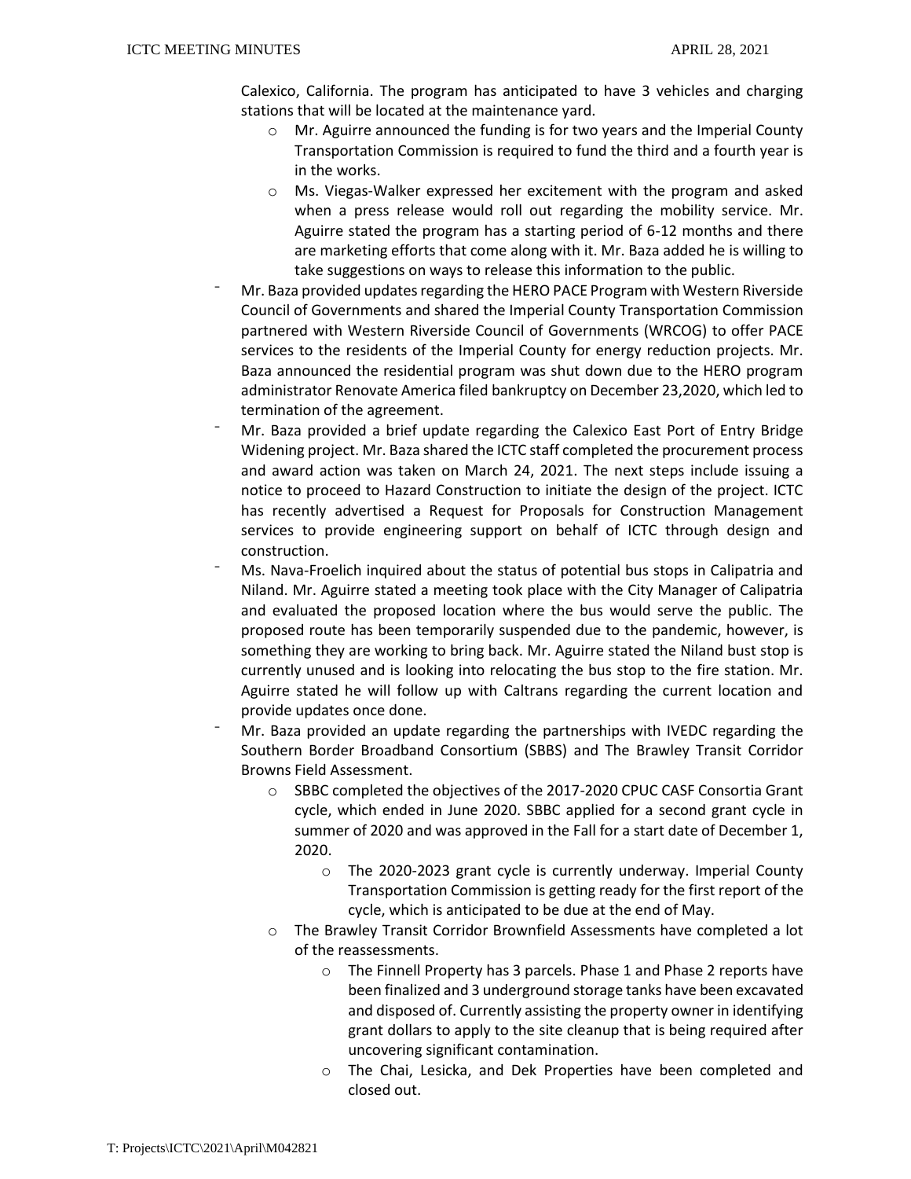Calexico, California. The program has anticipated to have 3 vehicles and charging stations that will be located at the maintenance yard.

- Mr. Aguirre announced the funding is for two years and the Imperial County Transportation Commission is required to fund the third and a fourth year is in the works.
- Ms. Viegas-Walker expressed her excitement with the program and asked when a press release would roll out regarding the mobility service. Mr. Aguirre stated the program has a starting period of 6-12 months and there are marketing efforts that come along with it. Mr. Baza added he is willing to take suggestions on ways to release this information to the public.

- Mr. Baza provided updates regarding the HERO PACE Program with Western Riverside Council of Governments and shared the Imperial County Transportation Commission partnered with Western Riverside Council of Governments (WRCOG) to offer PACE services to the residents of the Imperial County for energy reduction projects. Mr. Baza announced the residential program was shut down due to the HERO program administrator Renovate America filed bankruptcy on December 23,2020, which led to termination of the agreement.
- Mr. Baza provided a brief update regarding the Calexico East Port of Entry Bridge Widening project. Mr. Baza shared the ICTC staff completed the procurement process and award action was taken on March 24, 2021. The next steps include issuing a notice to proceed to Hazard Construction to initiate the design of the project. ICTC has recently advertised a Request for Proposals for Construction Management services to provide engineering support on behalf of ICTC through design and construction.
- Ms. Nava-Froelich inquired about the status of potential bus stops in Calipatria and Niland. Mr. Aguirre stated a meeting took place with the City Manager of Calipatria and evaluated the proposed location where the bus would serve the public. The proposed route has been temporarily suspended due to the pandemic, however, is something they are working to bring back. Mr. Aguirre stated the Niland bust stop is currently unused and is looking into relocating the bus stop to the fire station. Mr. Aguirre stated he will follow up with Caltrans regarding the current location and provide updates once done.
- Mr. Baza provided an update regarding the partnerships with IVEDC regarding the Southern Border Broadband Consortium (SBBS) and The Brawley Transit Corridor Browns Field Assessment.
  - SBBC completed the objectives of the 2017-2020 CPUC CASF Consortia Grant cycle, which ended in June 2020. SBBC applied for a second grant cycle in summer of 2020 and was approved in the Fall for a start date of December 1, 2020.
    - The 2020-2023 grant cycle is currently underway. Imperial County Transportation Commission is getting ready for the first report of the cycle, which is anticipated to be due at the end of May.
  - The Brawley Transit Corridor Brownfield Assessments have completed a lot of the reassessments.
    - The Finnell Property has 3 parcels. Phase 1 and Phase 2 reports have been finalized and 3 underground storage tanks have been excavated and disposed of. Currently assisting the property owner in identifying grant dollars to apply to the site cleanup that is being required after uncovering significant contamination.
    - The Chai, Lesicka, and Dek Properties have been completed and closed out.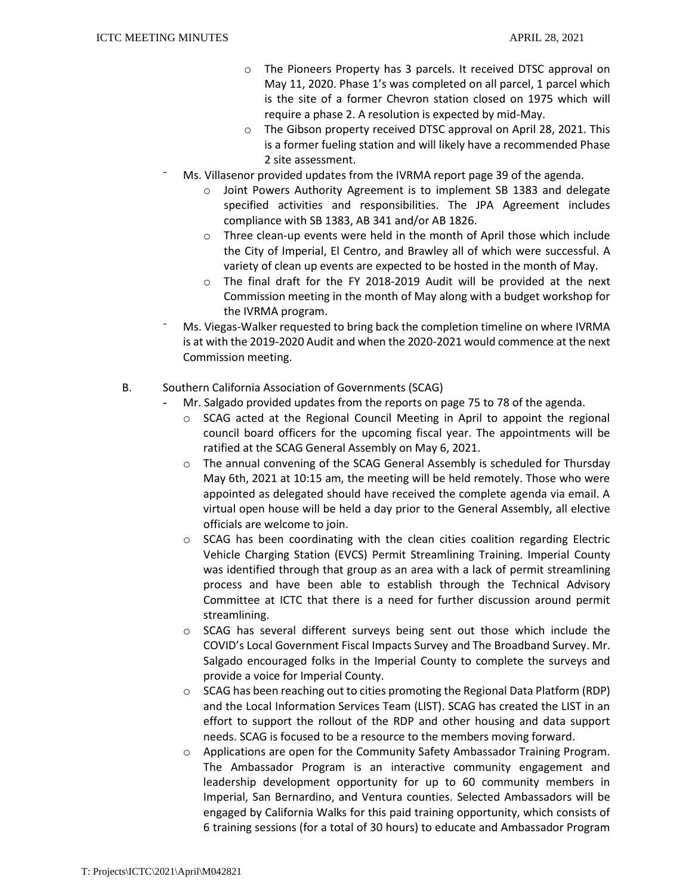- The Pioneers Property has 3 parcels. It received DTSC approval on May 11, 2020. Phase 1's was completed on all parcel, 1 parcel which is the site of a former Chevron station closed on 1975 which will require a phase 2. A resolution is expected by mid-May.
   - The Gibson property received DTSC approval on April 28, 2021. This is a former fueling station and will likely have a recommended Phase 2 site assessment.
- Ms. Villasenor provided updates from the IVRMA report page 39 of the agenda.
  - Joint Powers Authority Agreement is to implement SB 1383 and delegate specified activities and responsibilities. The JPA Agreement includes compliance with SB 1383, AB 341 and/or AB 1826.
  - Three clean-up events were held in the month of April those which include the City of Imperial, El Centro, and Brawley all of which were successful. A variety of clean up events are expected to be hosted in the month of May.
  - The final draft for the FY 2018-2019 Audit will be provided at the next Commission meeting in the month of May along with a budget workshop for the IVRMA program.
- Ms. Viegas-Walker requested to bring back the completion timeline on where IVRMA is at with the 2019-2020 Audit and when the 2020-2021 would commence at the next Commission meeting.

B. Southern California Association of Governments (SCAG)

- Mr. Salgado provided updates from the reports on page 75 to 78 of the agenda.
  - SCAG acted at the Regional Council Meeting in April to appoint the regional council board officers for the upcoming fiscal year. The appointments will be ratified at the SCAG General Assembly on May 6, 2021.
  - The annual convening of the SCAG General Assembly is scheduled for Thursday May 6th, 2021 at 10:15 am, the meeting will be held remotely. Those who were appointed as delegated should have received the complete agenda via email. A virtual open house will be held a day prior to the General Assembly, all elective officials are welcome to join.
  - SCAG has been coordinating with the clean cities coalition regarding Electric Vehicle Charging Station (EVCS) Permit Streamlining Training. Imperial County was identified through that group as an area with a lack of permit streamlining process and have been able to establish through the Technical Advisory Committee at ICTC that there is a need for further discussion around permit streamlining.
  - SCAG has several different surveys being sent out those which include the COVID's Local Government Fiscal Impacts Survey and The Broadband Survey. Mr. Salgado encouraged folks in the Imperial County to complete the surveys and provide a voice for Imperial County.
  - SCAG has been reaching out to cities promoting the Regional Data Platform (RDP) and the Local Information Services Team (LIST). SCAG has created the LIST in an effort to support the rollout of the RDP and other housing and data support needs. SCAG is focused to be a resource to the members moving forward.
  - Applications are open for the Community Safety Ambassador Training Program. The Ambassador Program is an interactive community engagement and leadership development opportunity for up to 60 community members in Imperial, San Bernardino, and Ventura counties. Selected Ambassadors will be engaged by California Walks for this paid training opportunity, which consists of 6 training sessions (for a total of 30 hours) to educate and Ambassador Program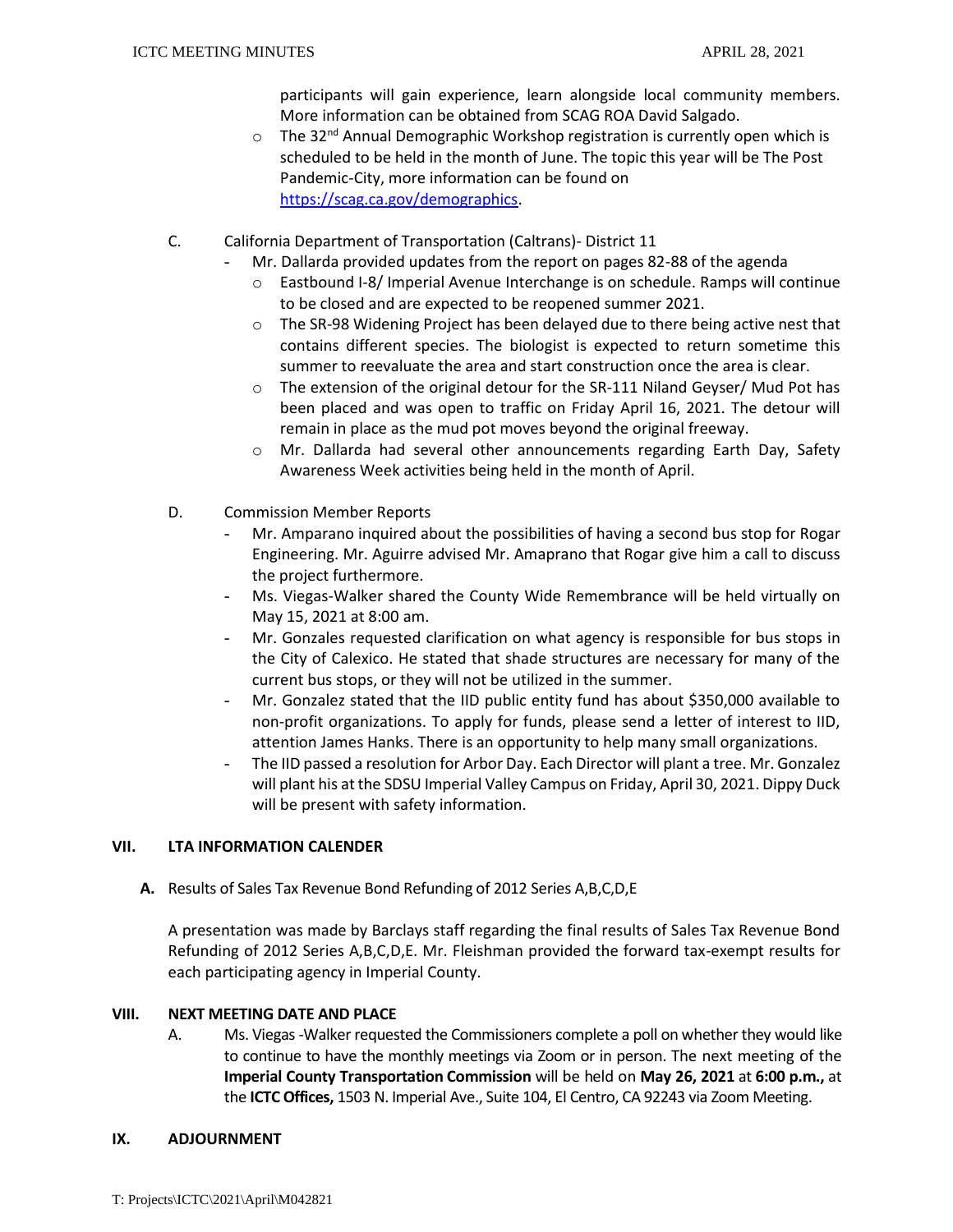participants will gain experience, learn alongside local community members. More information can be obtained from SCAG ROA David Salgado.

  - The 32nd Annual Demographic Workshop registration is currently open which is scheduled to be held in the month of June. The topic this year will be The Post Pandemic-City, more information can be found on https://scag.ca.gov/demographics.

C. California Department of Transportation (Caltrans)- District 11

- Mr. Dallarda provided updates from the report on pages 82-88 of the agenda
  - Eastbound I-8/ Imperial Avenue Interchange is on schedule. Ramps will continue to be closed and are expected to be reopened summer 2021.
  - The SR-98 Widening Project has been delayed due to there being active nest that contains different species. The biologist is expected to return sometime this summer to reevaluate the area and start construction once the area is clear.
  - The extension of the original detour for the SR-111 Niland Geyser/ Mud Pot has been placed and was open to traffic on Friday April 16, 2021. The detour will remain in place as the mud pot moves beyond the original freeway.
  - Mr. Dallarda had several other announcements regarding Earth Day, Safety Awareness Week activities being held in the month of April.

D. Commission Member Reports

- Mr. Amparano inquired about the possibilities of having a second bus stop for Rogar Engineering. Mr. Aguirre advised Mr. Amaprano that Rogar give him a call to discuss the project furthermore.
- Ms. Viegas-Walker shared the County Wide Remembrance will be held virtually on May 15, 2021 at 8:00 am.
- Mr. Gonzales requested clarification on what agency is responsible for bus stops in the City of Calexico. He stated that shade structures are necessary for many of the current bus stops, or they will not be utilized in the summer.
- Mr. Gonzalez stated that the IID public entity fund has about $350,000 available to non-profit organizations. To apply for funds, please send a letter of interest to IID, attention James Hanks. There is an opportunity to help many small organizations.
- The IID passed a resolution for Arbor Day. Each Director will plant a tree. Mr. Gonzalez will plant his at the SDSU Imperial Valley Campus on Friday, April 30, 2021. Dippy Duck will be present with safety information.

## VII. LTA INFORMATION CALENDER

**A.** Results of Sales Tax Revenue Bond Refunding of 2012 Series A,B,C,D,E

A presentation was made by Barclays staff regarding the final results of Sales Tax Revenue Bond Refunding of 2012 Series A,B,C,D,E. Mr. Fleishman provided the forward tax-exempt results for each participating agency in Imperial County.

## VIII. NEXT MEETING DATE AND PLACE

A. Ms. Viegas -Walker requested the Commissioners complete a poll on whether they would like to continue to have the monthly meetings via Zoom or in person. The next meeting of the **Imperial County Transportation Commission** will be held on **May 26, 2021** at **6:00 p.m.,** at the **ICTC Offices,** 1503 N. Imperial Ave., Suite 104, El Centro, CA 92243 via Zoom Meeting.

## IX. ADJOURNMENT

T: Projects\ICTC\2021\April\M042821